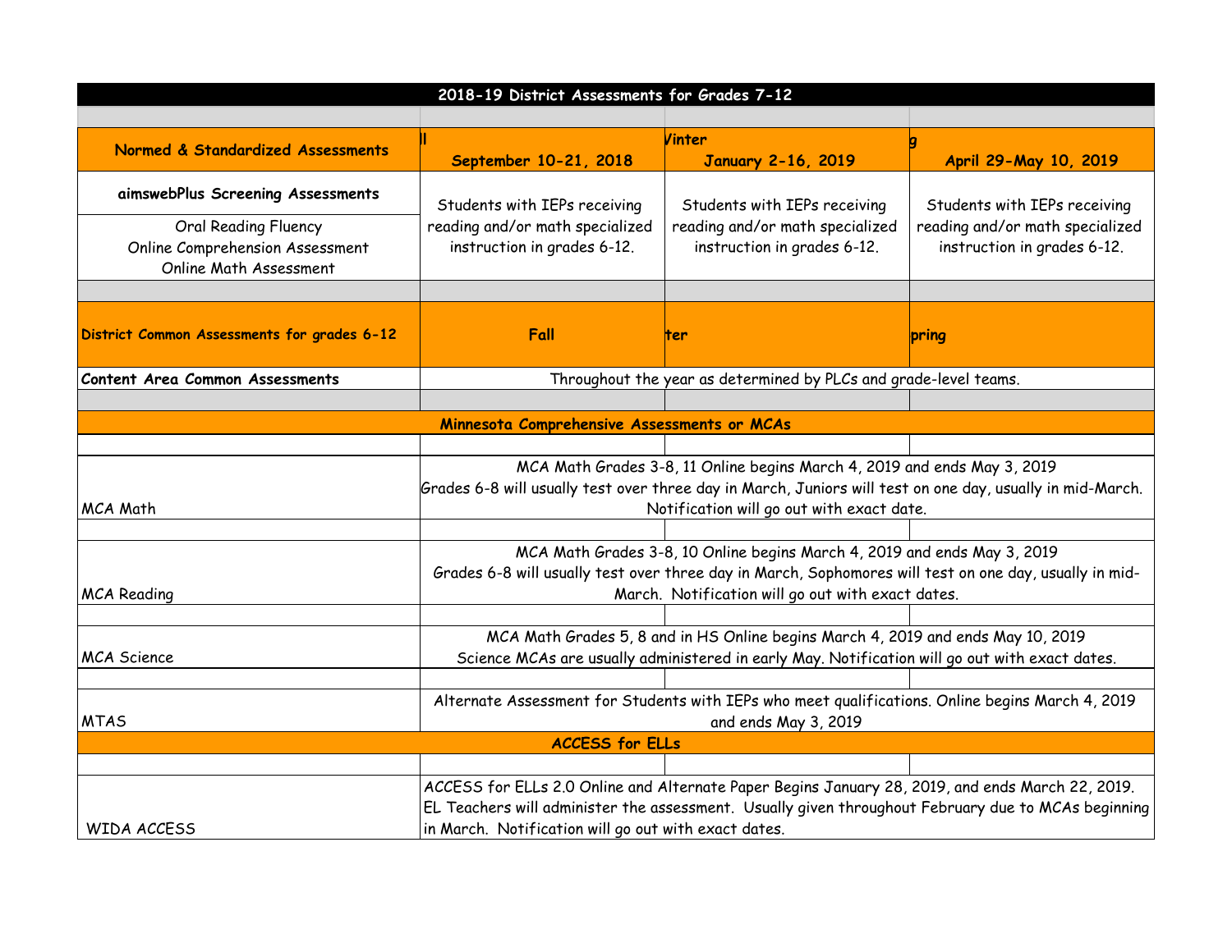# 2018-19 District Assessments for Grades 7-12

| Normed & Standardized Assessments | ll September 10-21, 2018 | Vinter January 2-16, 2019 | g April 29-May 10, 2019 |
|---|---|---|---|
| **aimswebPlus Screening Assessments** Oral Reading Fluency Online Comprehension Assessment Online Math Assessment | Students with IEPs receiving reading and/or math specialized instruction in grades 6-12. | Students with IEPs receiving reading and/or math specialized instruction in grades 6-12. | Students with IEPs receiving reading and/or math specialized instruction in grades 6-12. |
| | | | |
| **District Common Assessments for grades 6-12** | **Fall** | **ter** | **pring** |
| **Content Area Common Assessments** | Throughout the year as determined by PLCs and grade-level teams. | | |
| | | | |
| **Minnesota Comprehensive Assessments or MCAs** | | | |
| MCA Math | MCA Math Grades 3-8, 11 Online begins March 4, 2019 and ends May 3, 2019 Grades 6-8 will usually test over three day in March, Juniors will test on one day, usually in mid-March. Notification will go out with exact date. | | |
| MCA Reading | MCA Math Grades 3-8, 10 Online begins March 4, 2019 and ends May 3, 2019 Grades 6-8 will usually test over three day in March, Sophomores will test on one day, usually in mid-March. Notification will go out with exact dates. | | |
| MCA Science | MCA Math Grades 5, 8 and in HS Online begins March 4, 2019 and ends May 10, 2019 Science MCAs are usually administered in early May. Notification will go out with exact dates. | | |
| MTAS | Alternate Assessment for Students with IEPs who meet qualifications. Online begins March 4, 2019 and ends May 3, 2019 | | |
| **ACCESS for ELLs** | | | |
| WIDA ACCESS | ACCESS for ELLs 2.0 Online and Alternate Paper Begins January 28, 2019, and ends March 22, 2019. EL Teachers will administer the assessment. Usually given throughout February due to MCAs beginning in March. Notification will go out with exact dates. | | |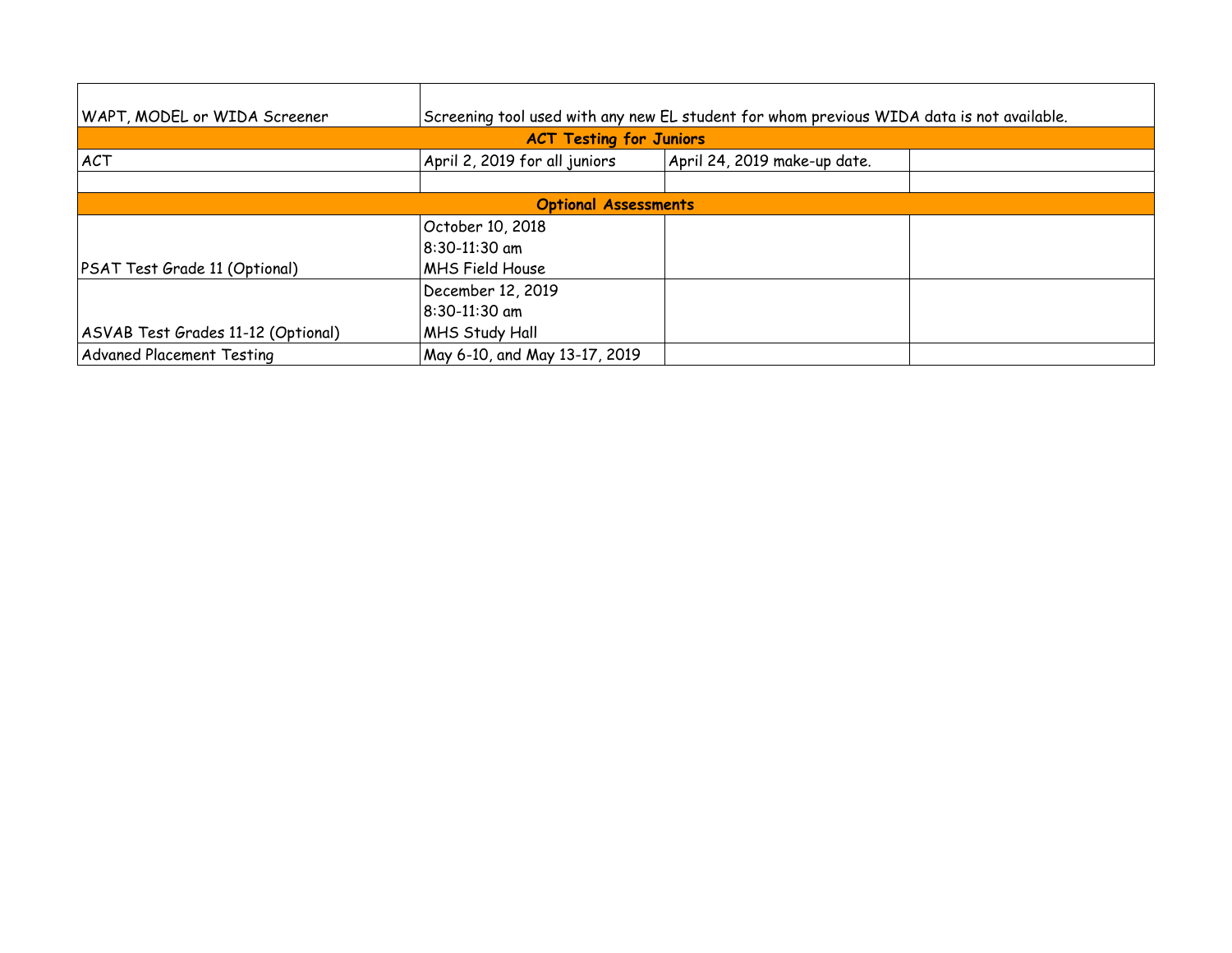| | | | |
|---|---|---|---|
| WAPT, MODEL or WIDA Screener | Screening tool used with any new EL student for whom previous WIDA data is not available. | | |
| **ACT Testing for Juniors** | | | |
| ACT | April 2, 2019 for all juniors | April 24, 2019 make-up date. | |
| | | | |
| **Optional Assessments** | | | |
| PSAT Test Grade 11 (Optional) | October 10, 2018<br>8:30-11:30 am<br>MHS Field House | | |
| ASVAB Test Grades 11-12 (Optional) | December 12, 2019<br>8:30-11:30 am<br>MHS Study Hall | | |
| Advaned Placement Testing | May 6-10, and May 13-17, 2019 | | |